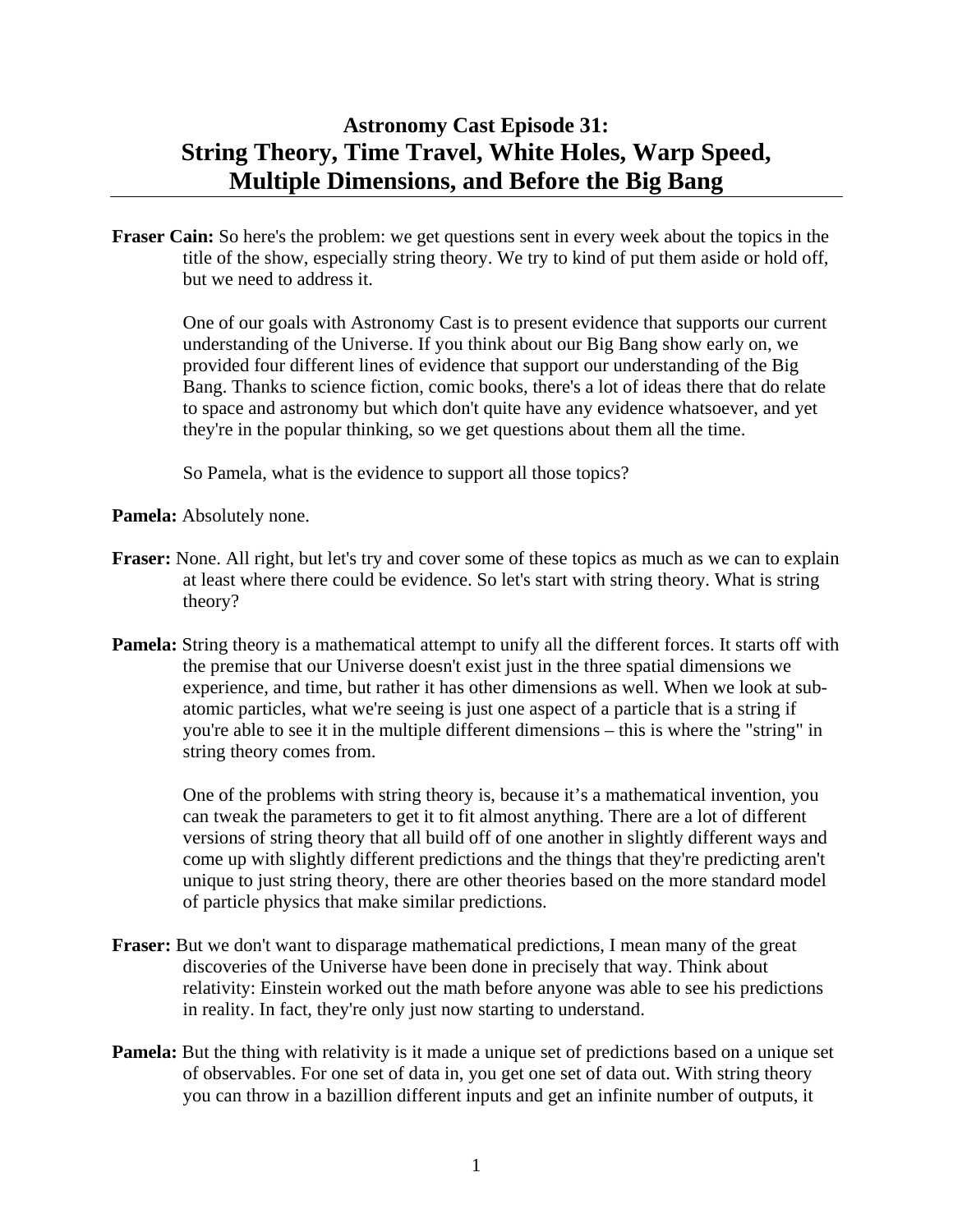# Astronomy Cast Episode 31:
## String Theory, Time Travel, White Holes, Warp Speed, Multiple Dimensions, and Before the Big Bang

**Fraser Cain:** So here's the problem: we get questions sent in every week about the topics in the title of the show, especially string theory. We try to kind of put them aside or hold off, but we need to address it.

One of our goals with Astronomy Cast is to present evidence that supports our current understanding of the Universe. If you think about our Big Bang show early on, we provided four different lines of evidence that support our understanding of the Big Bang. Thanks to science fiction, comic books, there's a lot of ideas there that do relate to space and astronomy but which don't quite have any evidence whatsoever, and yet they're in the popular thinking, so we get questions about them all the time.

So Pamela, what is the evidence to support all those topics?

**Pamela:** Absolutely none.

**Fraser:** None. All right, but let's try and cover some of these topics as much as we can to explain at least where there could be evidence. So let's start with string theory. What is string theory?

**Pamela:** String theory is a mathematical attempt to unify all the different forces. It starts off with the premise that our Universe doesn't exist just in the three spatial dimensions we experience, and time, but rather it has other dimensions as well. When we look at sub-atomic particles, what we're seeing is just one aspect of a particle that is a string if you're able to see it in the multiple different dimensions – this is where the "string" in string theory comes from.

One of the problems with string theory is, because it's a mathematical invention, you can tweak the parameters to get it to fit almost anything. There are a lot of different versions of string theory that all build off of one another in slightly different ways and come up with slightly different predictions and the things that they're predicting aren't unique to just string theory, there are other theories based on the more standard model of particle physics that make similar predictions.

**Fraser:** But we don't want to disparage mathematical predictions, I mean many of the great discoveries of the Universe have been done in precisely that way. Think about relativity: Einstein worked out the math before anyone was able to see his predictions in reality. In fact, they're only just now starting to understand.

**Pamela:** But the thing with relativity is it made a unique set of predictions based on a unique set of observables. For one set of data in, you get one set of data out. With string theory you can throw in a bazillion different inputs and get an infinite number of outputs, it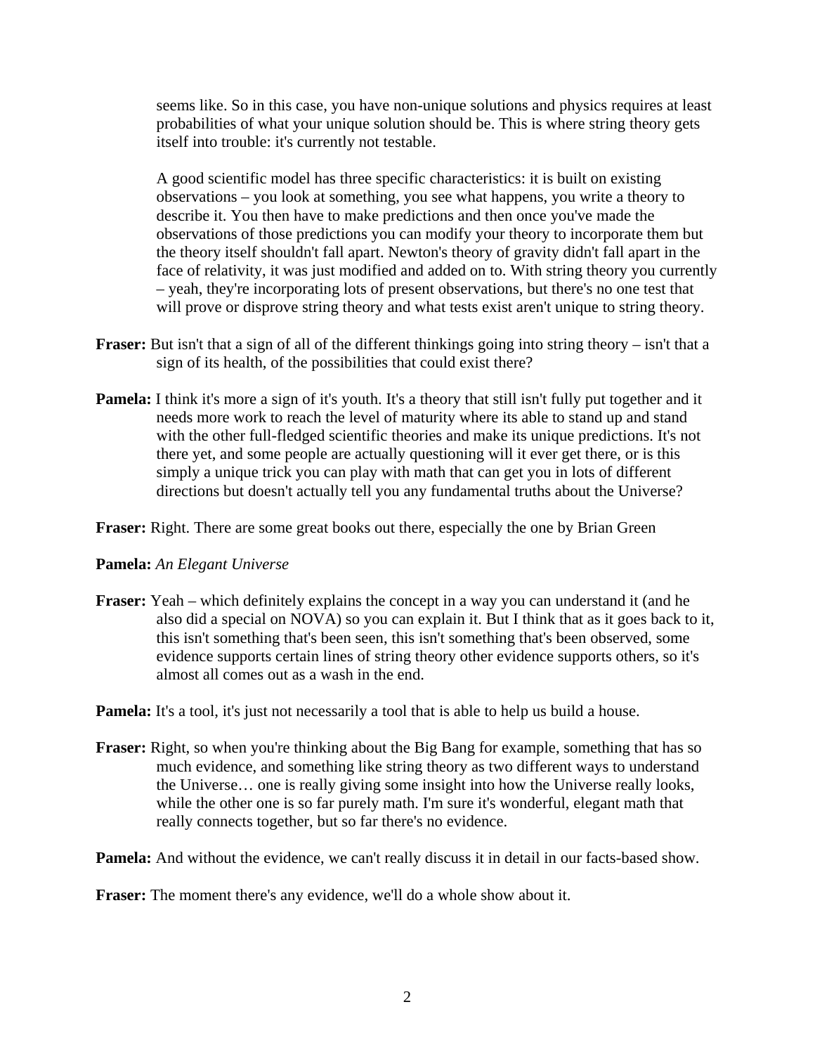seems like. So in this case, you have non-unique solutions and physics requires at least probabilities of what your unique solution should be. This is where string theory gets itself into trouble: it's currently not testable.

A good scientific model has three specific characteristics: it is built on existing observations – you look at something, you see what happens, you write a theory to describe it. You then have to make predictions and then once you've made the observations of those predictions you can modify your theory to incorporate them but the theory itself shouldn't fall apart. Newton's theory of gravity didn't fall apart in the face of relativity, it was just modified and added on to. With string theory you currently – yeah, they're incorporating lots of present observations, but there's no one test that will prove or disprove string theory and what tests exist aren't unique to string theory.

**Fraser:** But isn't that a sign of all of the different thinkings going into string theory – isn't that a sign of its health, of the possibilities that could exist there?

**Pamela:** I think it's more a sign of it's youth. It's a theory that still isn't fully put together and it needs more work to reach the level of maturity where its able to stand up and stand with the other full-fledged scientific theories and make its unique predictions. It's not there yet, and some people are actually questioning will it ever get there, or is this simply a unique trick you can play with math that can get you in lots of different directions but doesn't actually tell you any fundamental truths about the Universe?

**Fraser:** Right. There are some great books out there, especially the one by Brian Green

**Pamela:** *An Elegant Universe*

**Fraser:** Yeah – which definitely explains the concept in a way you can understand it (and he also did a special on NOVA) so you can explain it. But I think that as it goes back to it, this isn't something that's been seen, this isn't something that's been observed, some evidence supports certain lines of string theory other evidence supports others, so it's almost all comes out as a wash in the end.

**Pamela:** It's a tool, it's just not necessarily a tool that is able to help us build a house.

**Fraser:** Right, so when you're thinking about the Big Bang for example, something that has so much evidence, and something like string theory as two different ways to understand the Universe… one is really giving some insight into how the Universe really looks, while the other one is so far purely math. I'm sure it's wonderful, elegant math that really connects together, but so far there's no evidence.

**Pamela:** And without the evidence, we can't really discuss it in detail in our facts-based show.

**Fraser:** The moment there's any evidence, we'll do a whole show about it.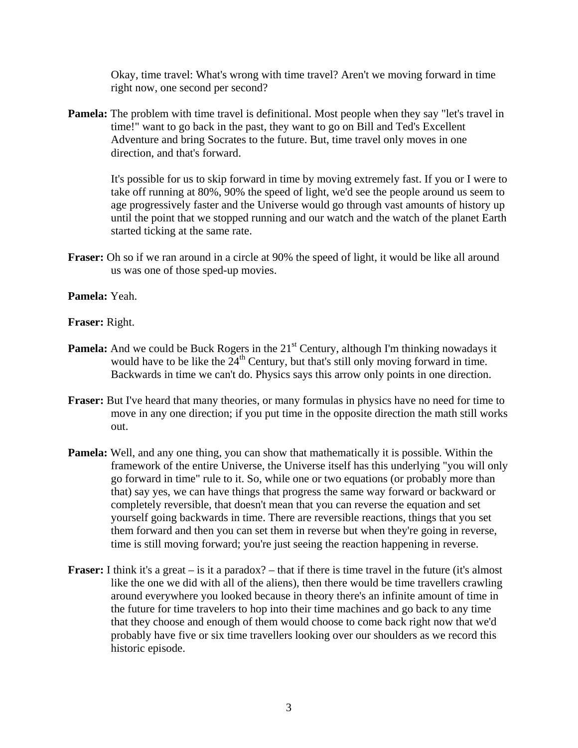Okay, time travel: What's wrong with time travel? Aren't we moving forward in time right now, one second per second?

**Pamela:** The problem with time travel is definitional. Most people when they say "let's travel in time!" want to go back in the past, they want to go on Bill and Ted's Excellent Adventure and bring Socrates to the future. But, time travel only moves in one direction, and that's forward.

It's possible for us to skip forward in time by moving extremely fast. If you or I were to take off running at 80%, 90% the speed of light, we'd see the people around us seem to age progressively faster and the Universe would go through vast amounts of history up until the point that we stopped running and our watch and the watch of the planet Earth started ticking at the same rate.

**Fraser:** Oh so if we ran around in a circle at 90% the speed of light, it would be like all around us was one of those sped-up movies.

**Pamela:** Yeah.

**Fraser:** Right.

**Pamela:** And we could be Buck Rogers in the 21st Century, although I'm thinking nowadays it would have to be like the 24th Century, but that's still only moving forward in time. Backwards in time we can't do. Physics says this arrow only points in one direction.

**Fraser:** But I've heard that many theories, or many formulas in physics have no need for time to move in any one direction; if you put time in the opposite direction the math still works out.

**Pamela:** Well, and any one thing, you can show that mathematically it is possible. Within the framework of the entire Universe, the Universe itself has this underlying "you will only go forward in time" rule to it. So, while one or two equations (or probably more than that) say yes, we can have things that progress the same way forward or backward or completely reversible, that doesn't mean that you can reverse the equation and set yourself going backwards in time. There are reversible reactions, things that you set them forward and then you can set them in reverse but when they're going in reverse, time is still moving forward; you're just seeing the reaction happening in reverse.

**Fraser:** I think it's a great – is it a paradox? – that if there is time travel in the future (it's almost like the one we did with all of the aliens), then there would be time travellers crawling around everywhere you looked because in theory there's an infinite amount of time in the future for time travelers to hop into their time machines and go back to any time that they choose and enough of them would choose to come back right now that we'd probably have five or six time travellers looking over our shoulders as we record this historic episode.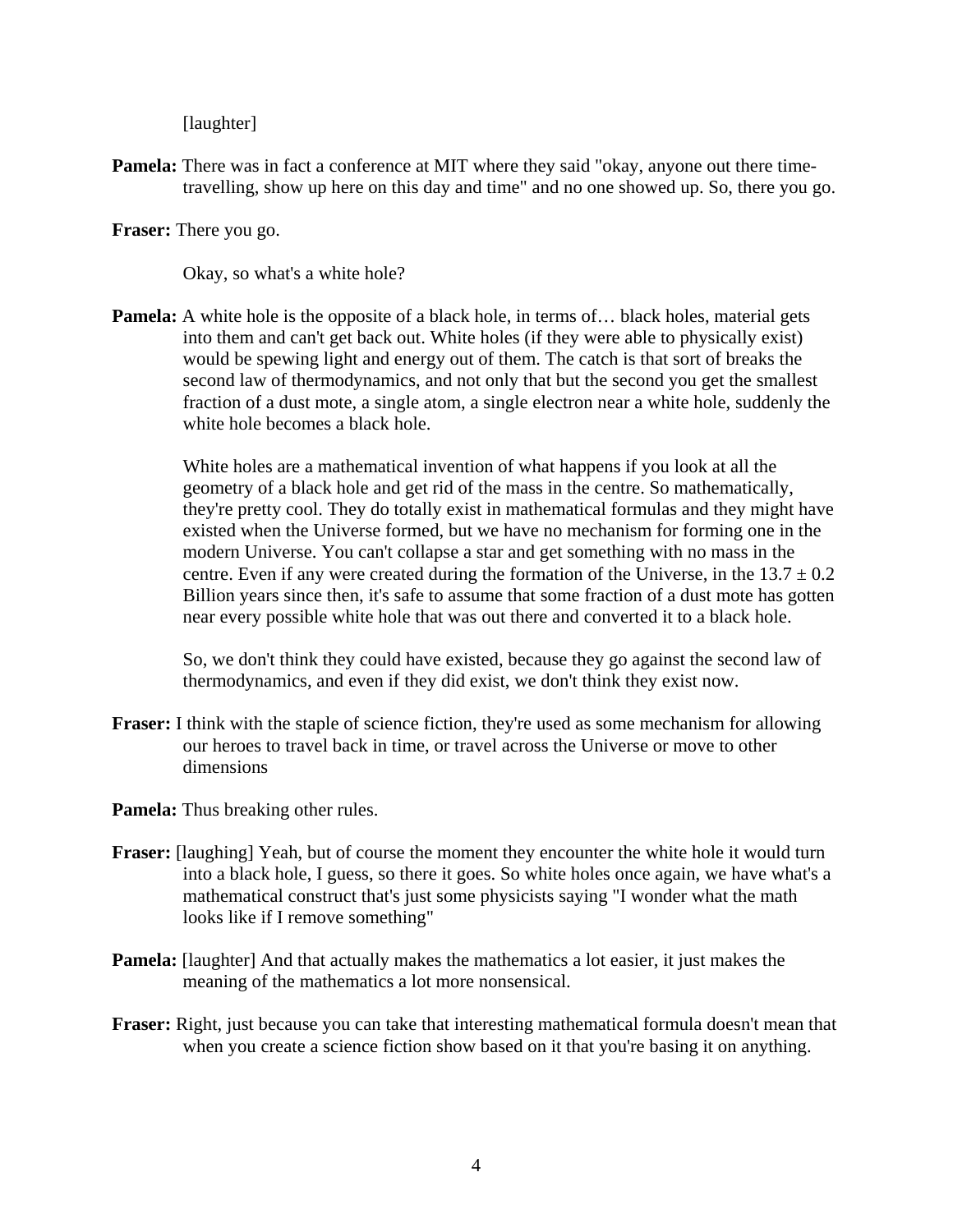[laughter]

**Pamela:** There was in fact a conference at MIT where they said "okay, anyone out there time-travelling, show up here on this day and time" and no one showed up. So, there you go.

**Fraser:** There you go.

Okay, so what's a white hole?

**Pamela:** A white hole is the opposite of a black hole, in terms of… black holes, material gets into them and can't get back out. White holes (if they were able to physically exist) would be spewing light and energy out of them. The catch is that sort of breaks the second law of thermodynamics, and not only that but the second you get the smallest fraction of a dust mote, a single atom, a single electron near a white hole, suddenly the white hole becomes a black hole.

White holes are a mathematical invention of what happens if you look at all the geometry of a black hole and get rid of the mass in the centre. So mathematically, they're pretty cool. They do totally exist in mathematical formulas and they might have existed when the Universe formed, but we have no mechanism for forming one in the modern Universe. You can't collapse a star and get something with no mass in the centre. Even if any were created during the formation of the Universe, in the $13.7 \pm 0.2$ Billion years since then, it's safe to assume that some fraction of a dust mote has gotten near every possible white hole that was out there and converted it to a black hole.

So, we don't think they could have existed, because they go against the second law of thermodynamics, and even if they did exist, we don't think they exist now.

**Fraser:** I think with the staple of science fiction, they're used as some mechanism for allowing our heroes to travel back in time, or travel across the Universe or move to other dimensions

**Pamela:** Thus breaking other rules.

**Fraser:** [laughing] Yeah, but of course the moment they encounter the white hole it would turn into a black hole, I guess, so there it goes. So white holes once again, we have what's a mathematical construct that's just some physicists saying "I wonder what the math looks like if I remove something"

**Pamela:** [laughter] And that actually makes the mathematics a lot easier, it just makes the meaning of the mathematics a lot more nonsensical.

**Fraser:** Right, just because you can take that interesting mathematical formula doesn't mean that when you create a science fiction show based on it that you're basing it on anything.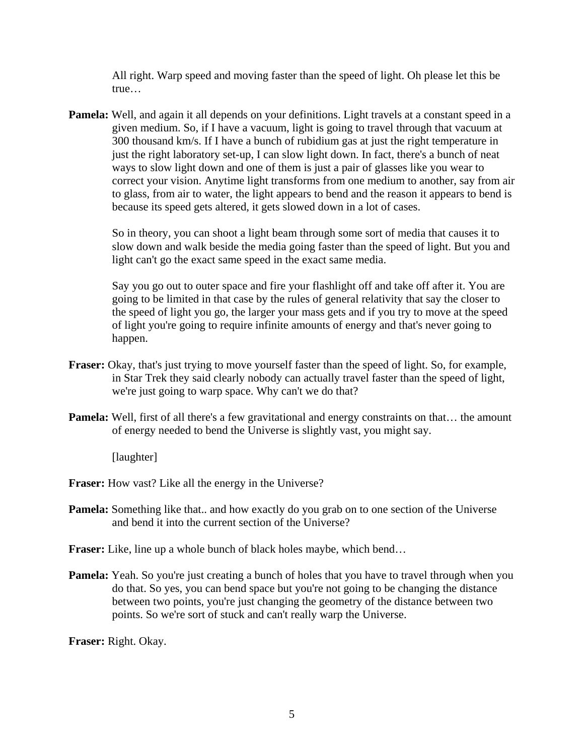All right. Warp speed and moving faster than the speed of light. Oh please let this be true…

**Pamela:** Well, and again it all depends on your definitions. Light travels at a constant speed in a given medium. So, if I have a vacuum, light is going to travel through that vacuum at 300 thousand km/s. If I have a bunch of rubidium gas at just the right temperature in just the right laboratory set-up, I can slow light down. In fact, there's a bunch of neat ways to slow light down and one of them is just a pair of glasses like you wear to correct your vision. Anytime light transforms from one medium to another, say from air to glass, from air to water, the light appears to bend and the reason it appears to bend is because its speed gets altered, it gets slowed down in a lot of cases.

So in theory, you can shoot a light beam through some sort of media that causes it to slow down and walk beside the media going faster than the speed of light. But you and light can't go the exact same speed in the exact same media.

Say you go out to outer space and fire your flashlight off and take off after it. You are going to be limited in that case by the rules of general relativity that say the closer to the speed of light you go, the larger your mass gets and if you try to move at the speed of light you're going to require infinite amounts of energy and that's never going to happen.

**Fraser:** Okay, that's just trying to move yourself faster than the speed of light. So, for example, in Star Trek they said clearly nobody can actually travel faster than the speed of light, we're just going to warp space. Why can't we do that?

**Pamela:** Well, first of all there's a few gravitational and energy constraints on that… the amount of energy needed to bend the Universe is slightly vast, you might say.

[laughter]

**Fraser:** How vast? Like all the energy in the Universe?

**Pamela:** Something like that.. and how exactly do you grab on to one section of the Universe and bend it into the current section of the Universe?

**Fraser:** Like, line up a whole bunch of black holes maybe, which bend…

**Pamela:** Yeah. So you're just creating a bunch of holes that you have to travel through when you do that. So yes, you can bend space but you're not going to be changing the distance between two points, you're just changing the geometry of the distance between two points. So we're sort of stuck and can't really warp the Universe.

**Fraser:** Right. Okay.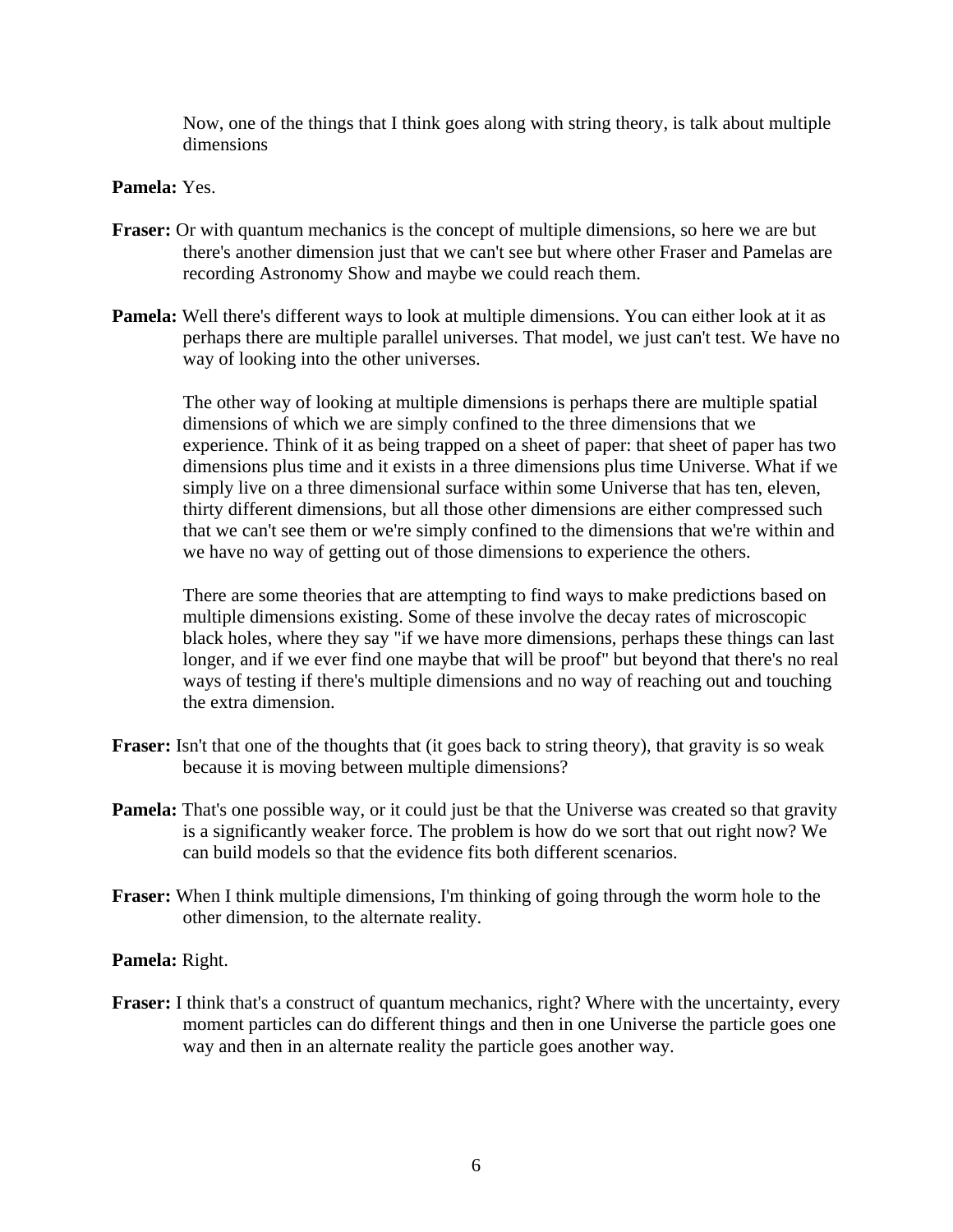Now, one of the things that I think goes along with string theory, is talk about multiple dimensions

**Pamela:** Yes.

**Fraser:** Or with quantum mechanics is the concept of multiple dimensions, so here we are but there's another dimension just that we can't see but where other Fraser and Pamelas are recording Astronomy Show and maybe we could reach them.

**Pamela:** Well there's different ways to look at multiple dimensions. You can either look at it as perhaps there are multiple parallel universes. That model, we just can't test. We have no way of looking into the other universes.

The other way of looking at multiple dimensions is perhaps there are multiple spatial dimensions of which we are simply confined to the three dimensions that we experience. Think of it as being trapped on a sheet of paper: that sheet of paper has two dimensions plus time and it exists in a three dimensions plus time Universe. What if we simply live on a three dimensional surface within some Universe that has ten, eleven, thirty different dimensions, but all those other dimensions are either compressed such that we can't see them or we're simply confined to the dimensions that we're within and we have no way of getting out of those dimensions to experience the others.

There are some theories that are attempting to find ways to make predictions based on multiple dimensions existing. Some of these involve the decay rates of microscopic black holes, where they say "if we have more dimensions, perhaps these things can last longer, and if we ever find one maybe that will be proof" but beyond that there's no real ways of testing if there's multiple dimensions and no way of reaching out and touching the extra dimension.

**Fraser:** Isn't that one of the thoughts that (it goes back to string theory), that gravity is so weak because it is moving between multiple dimensions?

**Pamela:** That's one possible way, or it could just be that the Universe was created so that gravity is a significantly weaker force. The problem is how do we sort that out right now? We can build models so that the evidence fits both different scenarios.

**Fraser:** When I think multiple dimensions, I'm thinking of going through the worm hole to the other dimension, to the alternate reality.

**Pamela:** Right.

**Fraser:** I think that's a construct of quantum mechanics, right? Where with the uncertainty, every moment particles can do different things and then in one Universe the particle goes one way and then in an alternate reality the particle goes another way.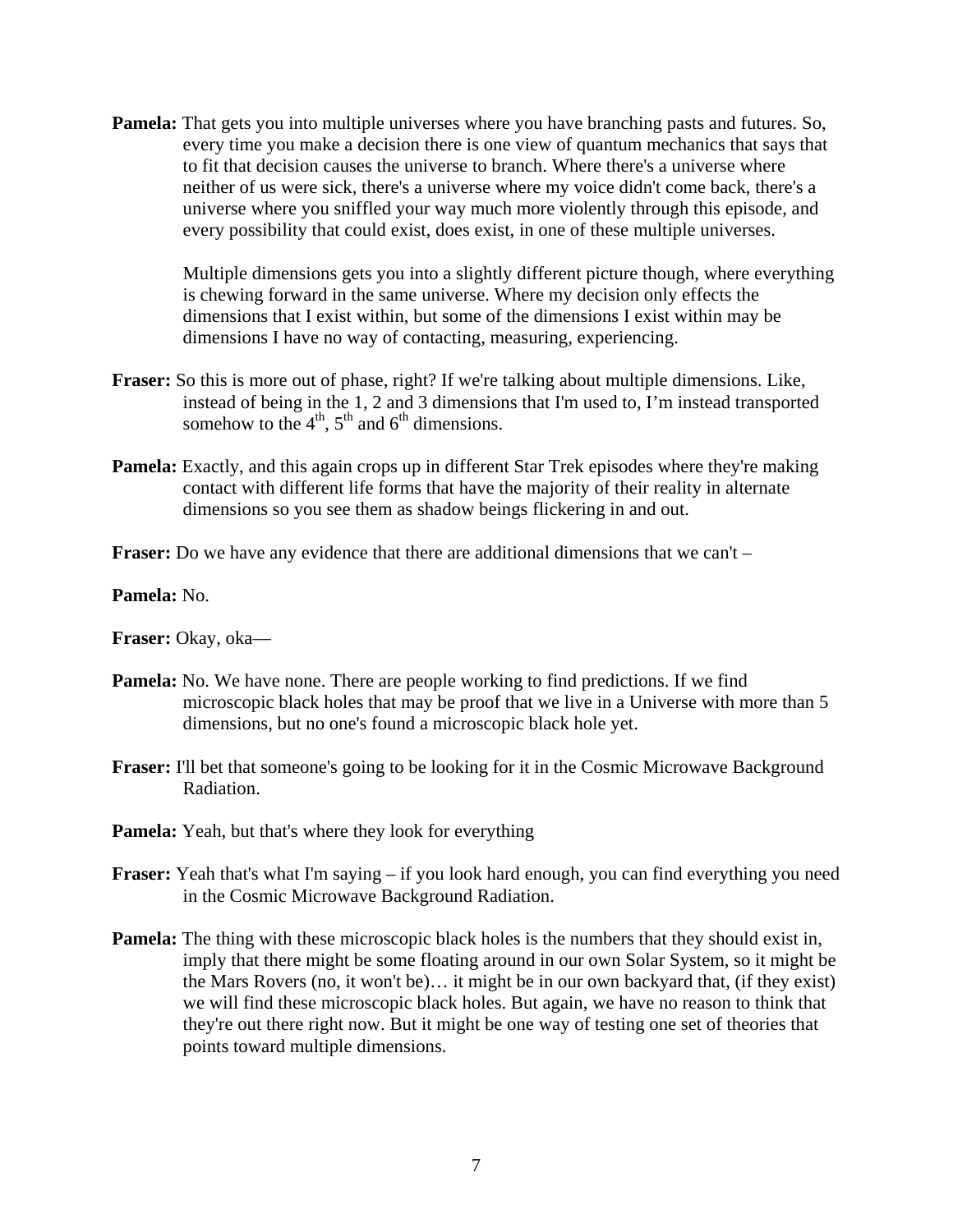**Pamela:** That gets you into multiple universes where you have branching pasts and futures. So, every time you make a decision there is one view of quantum mechanics that says that to fit that decision causes the universe to branch. Where there's a universe where neither of us were sick, there's a universe where my voice didn't come back, there's a universe where you sniffled your way much more violently through this episode, and every possibility that could exist, does exist, in one of these multiple universes.

Multiple dimensions gets you into a slightly different picture though, where everything is chewing forward in the same universe. Where my decision only effects the dimensions that I exist within, but some of the dimensions I exist within may be dimensions I have no way of contacting, measuring, experiencing.

**Fraser:** So this is more out of phase, right? If we're talking about multiple dimensions. Like, instead of being in the 1, 2 and 3 dimensions that I'm used to, I'm instead transported somehow to the 4th, 5th and 6th dimensions.

**Pamela:** Exactly, and this again crops up in different Star Trek episodes where they're making contact with different life forms that have the majority of their reality in alternate dimensions so you see them as shadow beings flickering in and out.

**Fraser:** Do we have any evidence that there are additional dimensions that we can't –

**Pamela:** No.

**Fraser:** Okay, oka—

**Pamela:** No. We have none. There are people working to find predictions. If we find microscopic black holes that may be proof that we live in a Universe with more than 5 dimensions, but no one's found a microscopic black hole yet.

**Fraser:** I'll bet that someone's going to be looking for it in the Cosmic Microwave Background Radiation.

**Pamela:** Yeah, but that's where they look for everything

**Fraser:** Yeah that's what I'm saying – if you look hard enough, you can find everything you need in the Cosmic Microwave Background Radiation.

**Pamela:** The thing with these microscopic black holes is the numbers that they should exist in, imply that there might be some floating around in our own Solar System, so it might be the Mars Rovers (no, it won't be)… it might be in our own backyard that, (if they exist) we will find these microscopic black holes. But again, we have no reason to think that they're out there right now. But it might be one way of testing one set of theories that points toward multiple dimensions.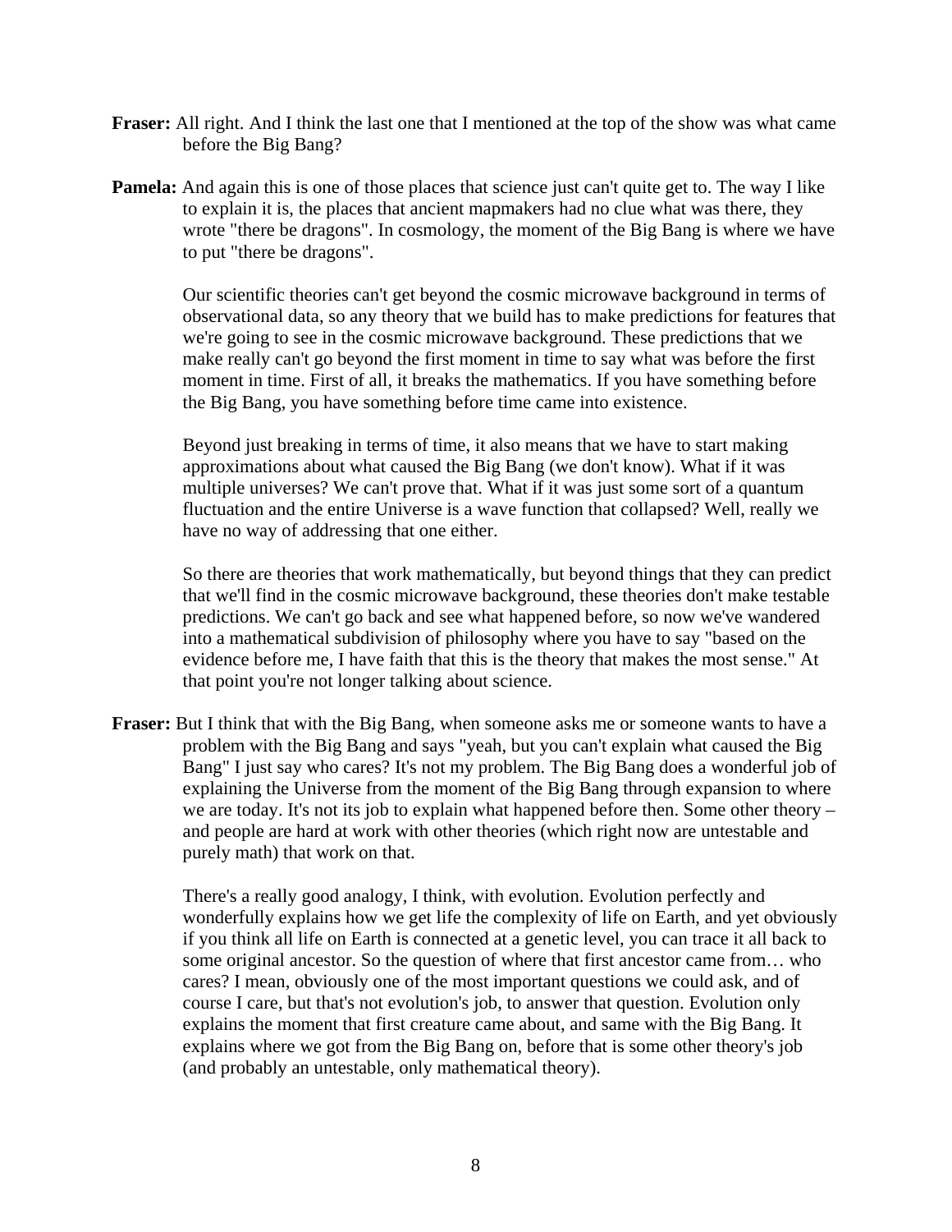**Fraser:** All right. And I think the last one that I mentioned at the top of the show was what came before the Big Bang?

**Pamela:** And again this is one of those places that science just can't quite get to. The way I like to explain it is, the places that ancient mapmakers had no clue what was there, they wrote "there be dragons". In cosmology, the moment of the Big Bang is where we have to put "there be dragons".

Our scientific theories can't get beyond the cosmic microwave background in terms of observational data, so any theory that we build has to make predictions for features that we're going to see in the cosmic microwave background. These predictions that we make really can't go beyond the first moment in time to say what was before the first moment in time. First of all, it breaks the mathematics. If you have something before the Big Bang, you have something before time came into existence.

Beyond just breaking in terms of time, it also means that we have to start making approximations about what caused the Big Bang (we don't know). What if it was multiple universes? We can't prove that. What if it was just some sort of a quantum fluctuation and the entire Universe is a wave function that collapsed? Well, really we have no way of addressing that one either.

So there are theories that work mathematically, but beyond things that they can predict that we'll find in the cosmic microwave background, these theories don't make testable predictions. We can't go back and see what happened before, so now we've wandered into a mathematical subdivision of philosophy where you have to say "based on the evidence before me, I have faith that this is the theory that makes the most sense." At that point you're not longer talking about science.

**Fraser:** But I think that with the Big Bang, when someone asks me or someone wants to have a problem with the Big Bang and says "yeah, but you can't explain what caused the Big Bang" I just say who cares? It's not my problem. The Big Bang does a wonderful job of explaining the Universe from the moment of the Big Bang through expansion to where we are today. It's not its job to explain what happened before then. Some other theory – and people are hard at work with other theories (which right now are untestable and purely math) that work on that.

There's a really good analogy, I think, with evolution. Evolution perfectly and wonderfully explains how we get life the complexity of life on Earth, and yet obviously if you think all life on Earth is connected at a genetic level, you can trace it all back to some original ancestor. So the question of where that first ancestor came from… who cares? I mean, obviously one of the most important questions we could ask, and of course I care, but that's not evolution's job, to answer that question. Evolution only explains the moment that first creature came about, and same with the Big Bang. It explains where we got from the Big Bang on, before that is some other theory's job (and probably an untestable, only mathematical theory).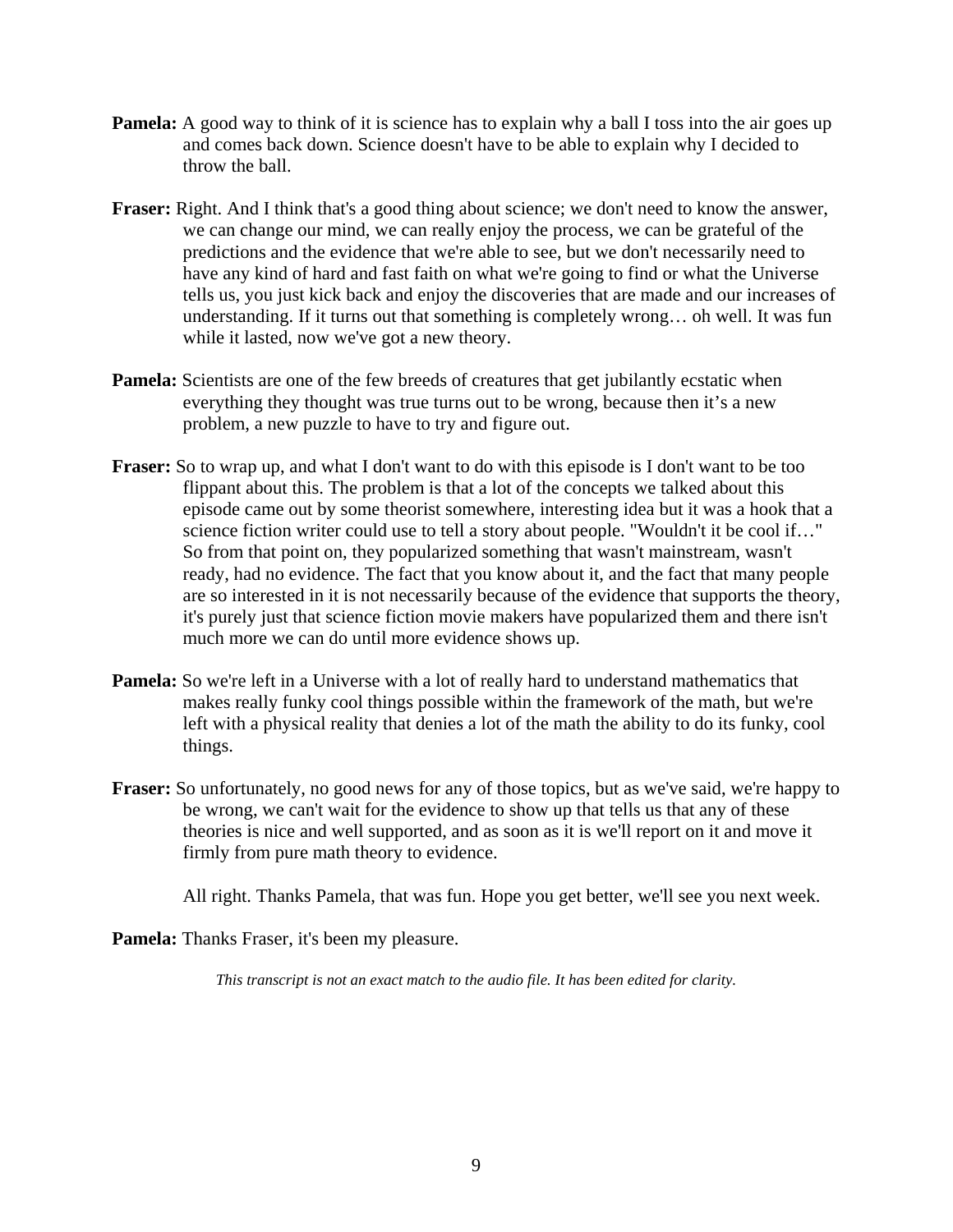**Pamela:** A good way to think of it is science has to explain why a ball I toss into the air goes up and comes back down. Science doesn't have to be able to explain why I decided to throw the ball.

**Fraser:** Right. And I think that's a good thing about science; we don't need to know the answer, we can change our mind, we can really enjoy the process, we can be grateful of the predictions and the evidence that we're able to see, but we don't necessarily need to have any kind of hard and fast faith on what we're going to find or what the Universe tells us, you just kick back and enjoy the discoveries that are made and our increases of understanding. If it turns out that something is completely wrong… oh well. It was fun while it lasted, now we've got a new theory.

**Pamela:** Scientists are one of the few breeds of creatures that get jubilantly ecstatic when everything they thought was true turns out to be wrong, because then it's a new problem, a new puzzle to have to try and figure out.

**Fraser:** So to wrap up, and what I don't want to do with this episode is I don't want to be too flippant about this. The problem is that a lot of the concepts we talked about this episode came out by some theorist somewhere, interesting idea but it was a hook that a science fiction writer could use to tell a story about people. "Wouldn't it be cool if…" So from that point on, they popularized something that wasn't mainstream, wasn't ready, had no evidence. The fact that you know about it, and the fact that many people are so interested in it is not necessarily because of the evidence that supports the theory, it's purely just that science fiction movie makers have popularized them and there isn't much more we can do until more evidence shows up.

**Pamela:** So we're left in a Universe with a lot of really hard to understand mathematics that makes really funky cool things possible within the framework of the math, but we're left with a physical reality that denies a lot of the math the ability to do its funky, cool things.

**Fraser:** So unfortunately, no good news for any of those topics, but as we've said, we're happy to be wrong, we can't wait for the evidence to show up that tells us that any of these theories is nice and well supported, and as soon as it is we'll report on it and move it firmly from pure math theory to evidence.

All right. Thanks Pamela, that was fun. Hope you get better, we'll see you next week.

**Pamela:** Thanks Fraser, it's been my pleasure.

*This transcript is not an exact match to the audio file. It has been edited for clarity.*